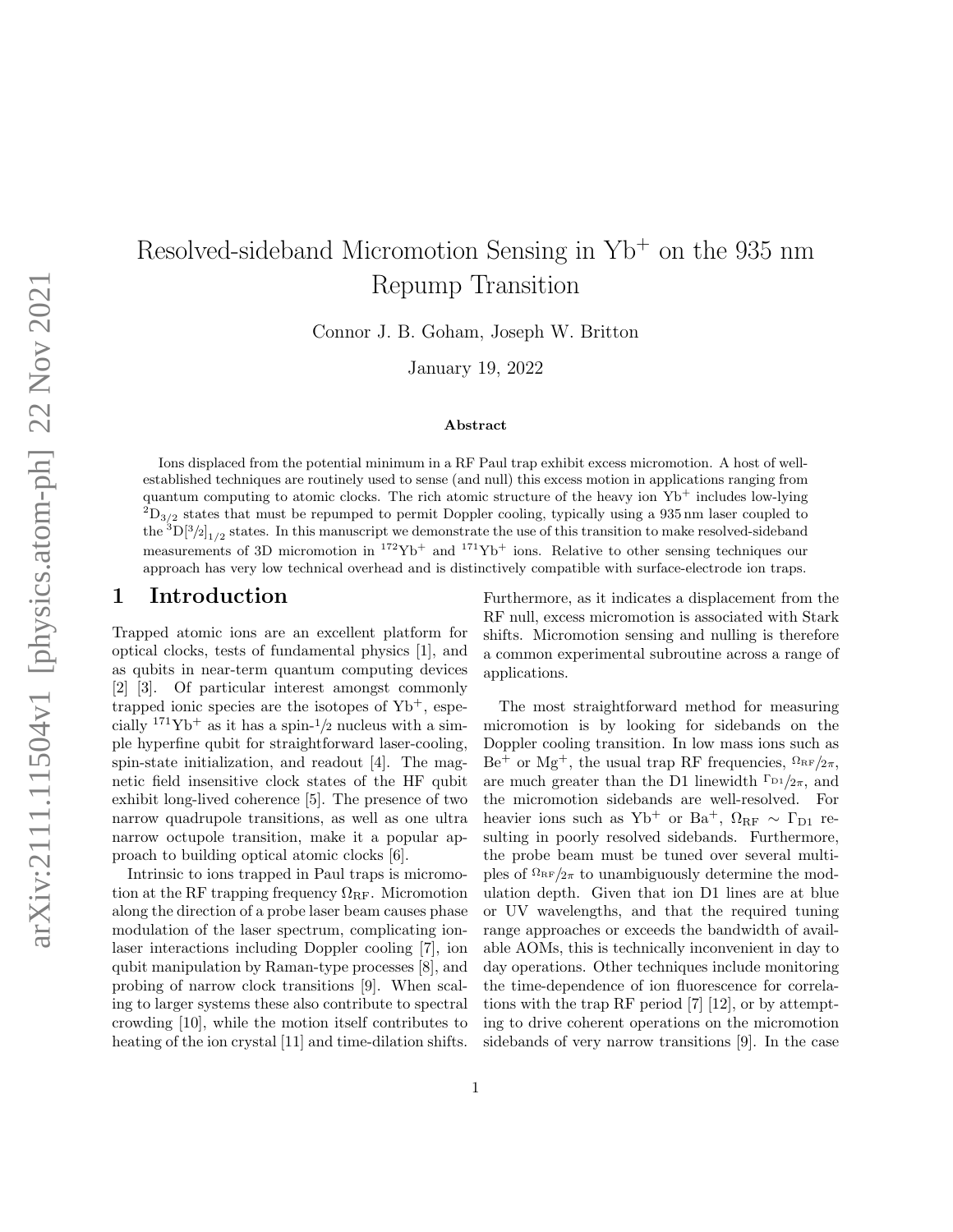# Resolved-sideband Micromotion Sensing in $Yb^+$ on the 935 nm Repump Transition

Connor J. B. Goham, Joseph W. Britton

January 19, 2022

### Abstract

Ions displaced from the potential minimum in a RF Paul trap exhibit excess micromotion. A host of well-established techniques are routinely used to sense (and null) this excess motion in applications ranging from quantum computing to atomic clocks. The rich atomic structure of the heavy ion $Yb^+$ includes low-lying $^2D_{3/2}$ states that must be repumped to permit Doppler cooling, typically using a 935 nm laser coupled to the $^3D[3/2]_{1/2}$ states. In this manuscript we demonstrate the use of this transition to make resolved-sideband measurements of 3D micromotion in $^{172}Yb^+$ and $^{171}Yb^+$ ions. Relative to other sensing techniques our approach has very low technical overhead and is distinctively compatible with surface-electrode ion traps.

## 1 Introduction

Trapped atomic ions are an excellent platform for optical clocks, tests of fundamental physics [1], and as qubits in near-term quantum computing devices [2] [3]. Of particular interest amongst commonly trapped ionic species are the isotopes of $Yb^+$, especially $^{171}Yb^+$ as it has a spin-$1/2$ nucleus with a simple hyperfine qubit for straightforward laser-cooling, spin-state initialization, and readout [4]. The magnetic field insensitive clock states of the HF qubit exhibit long-lived coherence [5]. The presence of two narrow quadrupole transitions, as well as one ultra narrow octupole transition, make it a popular approach to building optical atomic clocks [6].

Intrinsic to ions trapped in Paul traps is micromotion at the RF trapping frequency $\Omega_{\mathrm{RF}}$. Micromotion along the direction of a probe laser beam causes phase modulation of the laser spectrum, complicating ion-laser interactions including Doppler cooling [7], ion qubit manipulation by Raman-type processes [8], and probing of narrow clock transitions [9]. When scaling to larger systems these also contribute to spectral crowding [10], while the motion itself contributes to heating of the ion crystal [11] and time-dilation shifts. Furthermore, as it indicates a displacement from the RF null, excess micromotion is associated with Stark shifts. Micromotion sensing and nulling is therefore a common experimental subroutine across a range of applications.

The most straightforward method for measuring micromotion is by looking for sidebands on the Doppler cooling transition. In low mass ions such as $Be^+$ or $Mg^+$, the usual trap RF frequencies, $\Omega_{\mathrm{RF}}/2\pi$, are much greater than the D1 linewidth $\Gamma_{\mathrm{D1}}/2\pi$, and the micromotion sidebands are well-resolved. For heavier ions such as $Yb^+$ or $Ba^+$, $\Omega_{\mathrm{RF}} \sim \Gamma_{\mathrm{D1}}$ resulting in poorly resolved sidebands. Furthermore, the probe beam must be tuned over several multiples of $\Omega_{\mathrm{RF}}/2\pi$ to unambiguously determine the modulation depth. Given that ion D1 lines are at blue or UV wavelengths, and that the required tuning range approaches or exceeds the bandwidth of available AOMs, this is technically inconvenient in day to day operations. Other techniques include monitoring the time-dependence of ion fluorescence for correlations with the trap RF period [7] [12], or by attempting to drive coherent operations on the micromotion sidebands of very narrow transitions [9]. In the case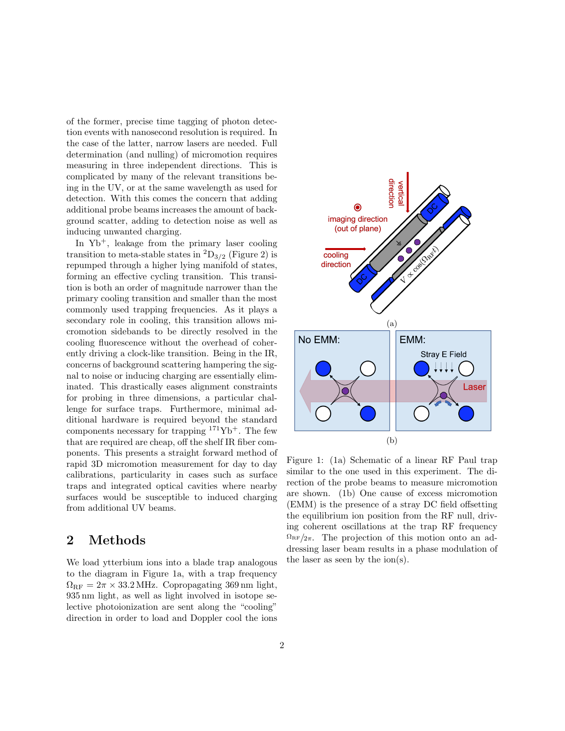of the former, precise time tagging of photon detection events with nanosecond resolution is required. In the case of the latter, narrow lasers are needed. Full determination (and nulling) of micromotion requires measuring in three independent directions. This is complicated by many of the relevant transitions being in the UV, or at the same wavelength as used for detection. With this comes the concern that adding additional probe beams increases the amount of background scatter, adding to detection noise as well as inducing unwanted charging.

In $Yb^+$, leakage from the primary laser cooling transition to meta-stable states in $^2D_{3/2}$ (Figure 2) is repumped through a higher lying manifold of states, forming an effective cycling transition. This transition is both an order of magnitude narrower than the primary cooling transition and smaller than the most commonly used trapping frequencies. As it plays a secondary role in cooling, this transition allows micromotion sidebands to be directly resolved in the cooling fluorescence without the overhead of coherently driving a clock-like transition. Being in the IR, concerns of background scattering hampering the signal to noise or inducing charging are essentially eliminated. This drastically eases alignment constraints for probing in three dimensions, a particular challenge for surface traps. Furthermore, minimal additional hardware is required beyond the standard components necessary for trapping $^{171}Yb^+$. The few that are required are cheap, off the shelf IR fiber components. This presents a straight forward method of rapid 3D micromotion measurement for day to day calibrations, particularity in cases such as surface traps and integrated optical cavities where nearby surfaces would be susceptible to induced charging from additional UV beams.

## 2 Methods

We load ytterbium ions into a blade trap analogous to the diagram in Figure 1a, with a trap frequency $\Omega_{\mathrm{RF}} = 2\pi \times 33.2\,\mathrm{MHz}$. Copropagating 369 nm light, 935 nm light, as well as light involved in isotope selective photoionization are sent along the "cooling" direction in order to load and Doppler cool the ions

Figure 1: (1a) Schematic of a linear RF Paul trap similar to the one used in this experiment. The direction of the probe beams to measure micromotion are shown. (1b) One cause of excess micromotion (EMM) is the presence of a stray DC field offsetting the equilibrium ion position from the RF null, driving coherent oscillations at the trap RF frequency $\Omega_{\mathrm{RF}}/2\pi$. The projection of this motion onto an addressing laser beam results in a phase modulation of the laser as seen by the ion(s).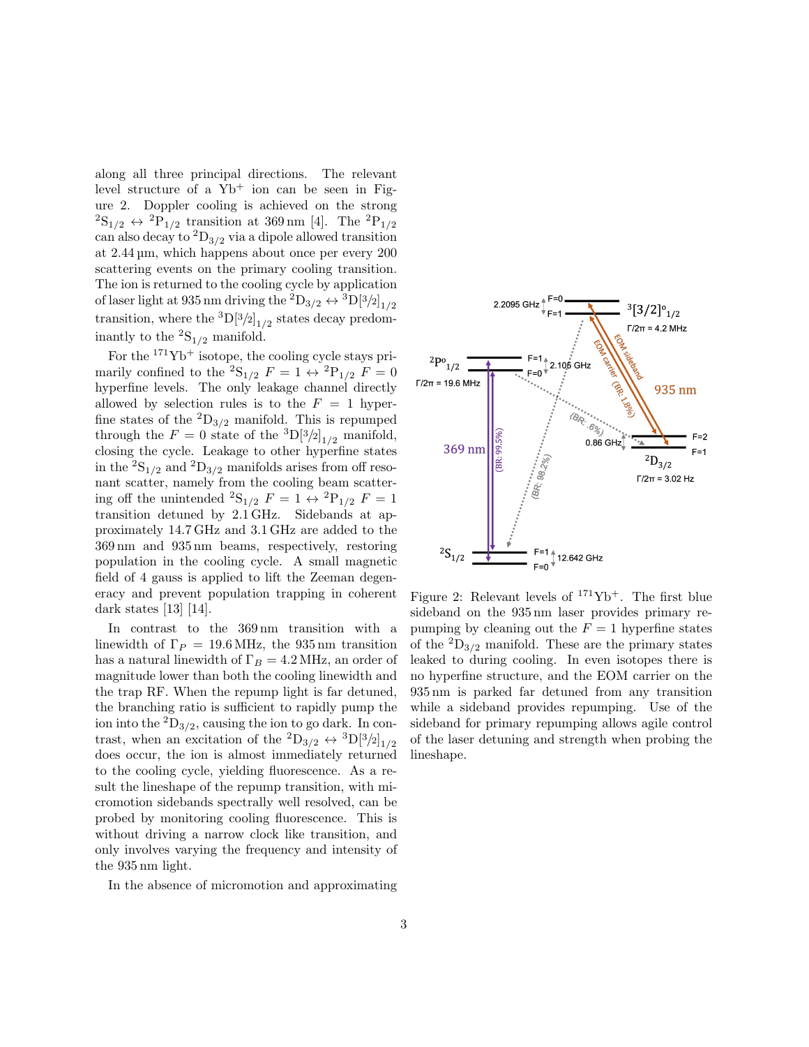along all three principal directions. The relevant level structure of a $Yb^+$ ion can be seen in Figure 2. Doppler cooling is achieved on the strong $^2S_{1/2} \leftrightarrow {}^2P_{1/2}$ transition at 369 nm [4]. The $^2P_{1/2}$ can also decay to $^2D_{3/2}$ via a dipole allowed transition at 2.44 µm, which happens about once per every 200 scattering events on the primary cooling transition. The ion is returned to the cooling cycle by application of laser light at 935 nm driving the $^2D_{3/2} \leftrightarrow {}^3D[3/2]_{1/2}$ transition, where the $^3D[3/2]_{1/2}$ states decay predominantly to the $^2S_{1/2}$ manifold.

For the $^{171}Yb^+$ isotope, the cooling cycle stays primarily confined to the $^2S_{1/2}$ $F = 1 \leftrightarrow {}^2P_{1/2}$ $F = 0$ hyperfine levels. The only leakage channel directly allowed by selection rules is to the $F = 1$ hyperfine states of the $^2D_{3/2}$ manifold. This is repumped through the $F = 0$ state of the $^3D[3/2]_{1/2}$ manifold, closing the cycle. Leakage to other hyperfine states in the $^2S_{1/2}$ and $^2D_{3/2}$ manifolds arises from off resonant scatter, namely from the cooling beam scattering off the unintended $^2S_{1/2}$ $F = 1 \leftrightarrow {}^2P_{1/2}$ $F = 1$ transition detuned by 2.1 GHz. Sidebands at approximately 14.7 GHz and 3.1 GHz are added to the 369 nm and 935 nm beams, respectively, restoring population in the cooling cycle. A small magnetic field of 4 gauss is applied to lift the Zeeman degeneracy and prevent population trapping in coherent dark states [13] [14].

In contrast to the 369 nm transition with a linewidth of $\Gamma_P = 19.6$ MHz, the 935 nm transition has a natural linewidth of $\Gamma_B = 4.2$ MHz, an order of magnitude lower than both the cooling linewidth and the trap RF. When the repump light is far detuned, the branching ratio is sufficient to rapidly pump the ion into the $^2D_{3/2}$, causing the ion to go dark. In contrast, when an excitation of the $^2D_{3/2} \leftrightarrow {}^3D[3/2]_{1/2}$ does occur, the ion is almost immediately returned to the cooling cycle, yielding fluorescence. As a result the lineshape of the repump transition, with micromotion sidebands spectrally well resolved, can be probed by monitoring cooling fluorescence. This is without driving a narrow clock like transition, and only involves varying the frequency and intensity of the 935 nm light.

In the absence of micromotion and approximating

Figure 2: Relevant levels of $^{171}Yb^+$. The first blue sideband on the 935 nm laser provides primary repumping by cleaning out the $F = 1$ hyperfine states of the $^2D_{3/2}$ manifold. These are the primary states leaked to during cooling. In even isotopes there is no hyperfine structure, and the EOM carrier on the 935 nm is parked far detuned from any transition while a sideband provides repumping. Use of the sideband for primary repumping allows agile control of the laser detuning and strength when probing the lineshape.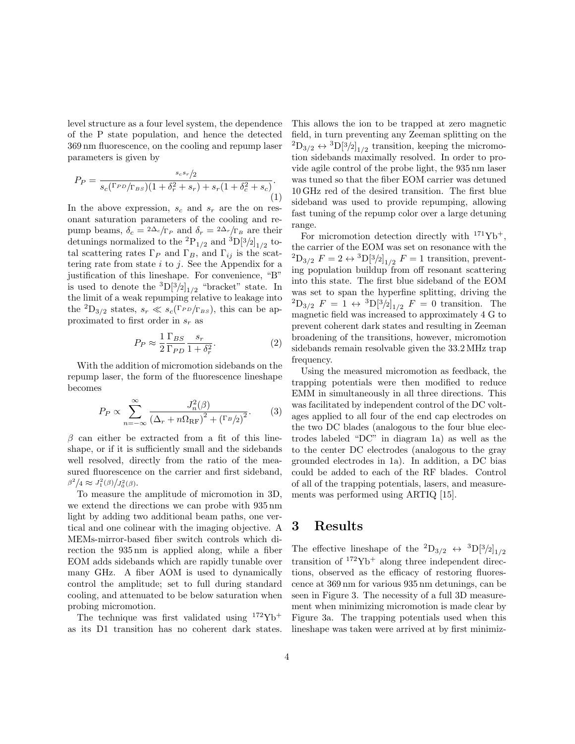level structure as a four level system, the dependence of the P state population, and hence the detected 369 nm fluorescence, on the cooling and repump laser parameters is given by

$$P_P = \frac{s_c s_r/2}{s_c(\Gamma_{PD}/\Gamma_{BS})(1+\delta_r^2+s_r)+s_r(1+\delta_c^2+s_c)}. \quad (1)$$

In the above expression, $s_c$ and $s_r$ are the on resonant saturation parameters of the cooling and repump beams, $\delta_c = 2\Delta_c/\Gamma_P$ and $\delta_r = 2\Delta_r/\Gamma_B$ are their detunings normalized to the $^2P_{1/2}$ and $^3D[3/2]_{1/2}$ total scattering rates $\Gamma_P$ and $\Gamma_B$, and $\Gamma_{ij}$ is the scattering rate from state $i$ to $j$. See the Appendix for a justification of this lineshape. For convenience, "B" is used to denote the $^3D[3/2]_{1/2}$ "bracket" state. In the limit of a weak repumping relative to leakage into the $^2D_{3/2}$ states, $s_r \ll s_c(\Gamma_{PD}/\Gamma_{BS})$, this can be approximated to first order in $s_r$ as

$$P_P \approx \frac{1}{2}\frac{\Gamma_{BS}}{\Gamma_{PD}}\frac{s_r}{1+\delta_r^2}. \quad (2)$$

With the addition of micromotion sidebands on the repump laser, the form of the fluorescence lineshape becomes

$$P_P \propto \sum_{n=-\infty}^{\infty} \frac{J_n^2(\beta)}{\left(\Delta_r + n\Omega_{\mathrm{RF}}\right)^2 + \left(\Gamma_B/2\right)^2}. \quad (3)$$

$\beta$ can either be extracted from a fit of this lineshape, or if it is sufficiently small and the sidebands well resolved, directly from the ratio of the measured fluorescence on the carrier and first sideband, $\beta^2/4 \approx J_1^2(\beta)/J_0^2(\beta)$.

To measure the amplitude of micromotion in 3D, we extend the directions we can probe with 935 nm light by adding two additional beam paths, one vertical and one colinear with the imaging objective. A MEMs-mirror-based fiber switch controls which direction the 935 nm is applied along, while a fiber EOM adds sidebands which are rapidly tunable over many GHz. A fiber AOM is used to dynamically control the amplitude; set to full during standard cooling, and attenuated to be below saturation when probing micromotion.

The technique was first validated using $^{172}$Yb$^+$ as its D1 transition has no coherent dark states. This allows the ion to be trapped at zero magnetic field, in turn preventing any Zeeman splitting on the $^2D_{3/2} \leftrightarrow {}^3D[3/2]_{1/2}$ transition, keeping the micromotion sidebands maximally resolved. In order to provide agile control of the probe light, the 935 nm laser was tuned so that the fiber EOM carrier was detuned 10 GHz red of the desired transition. The first blue sideband was used to provide repumping, allowing fast tuning of the repump color over a large detuning range.

For micromotion detection directly with $^{171}$Yb$^+$, the carrier of the EOM was set on resonance with the $^2D_{3/2}$ $F=2 \leftrightarrow {}^3D[3/2]_{1/2}$ $F=1$ transition, preventing population buildup from off resonant scattering into this state. The first blue sideband of the EOM was set to span the hyperfine splitting, driving the $^2D_{3/2}$ $F=1 \leftrightarrow {}^3D[3/2]_{1/2}$ $F=0$ transition. The magnetic field was increased to approximately 4 G to prevent coherent dark states and resulting in Zeeman broadening of the transitions, however, micromotion sidebands remain resolvable given the 33.2 MHz trap frequency.

Using the measured micromotion as feedback, the trapping potentials were then modified to reduce EMM in simultaneously in all three directions. This was facilitated by independent control of the DC voltages applied to all four of the end cap electrodes on the two DC blades (analogous to the four blue electrodes labeled "DC" in diagram 1a) as well as the to the center DC electrodes (analogous to the gray grounded electrodes in 1a). In addition, a DC bias could be added to each of the RF blades. Control of all of the trapping potentials, lasers, and measurements was performed using ARTIQ [15].

## 3 Results

The effective lineshape of the $^2D_{3/2} \leftrightarrow {}^3D[3/2]_{1/2}$ transition of $^{172}$Yb$^+$ along three independent directions, observed as the efficacy of restoring fluorescence at 369 nm for various 935 nm detunings, can be seen in Figure 3. The necessity of a full 3D measurement when minimizing micromotion is made clear by Figure 3a. The trapping potentials used when this lineshape was taken were arrived at by first minimiz-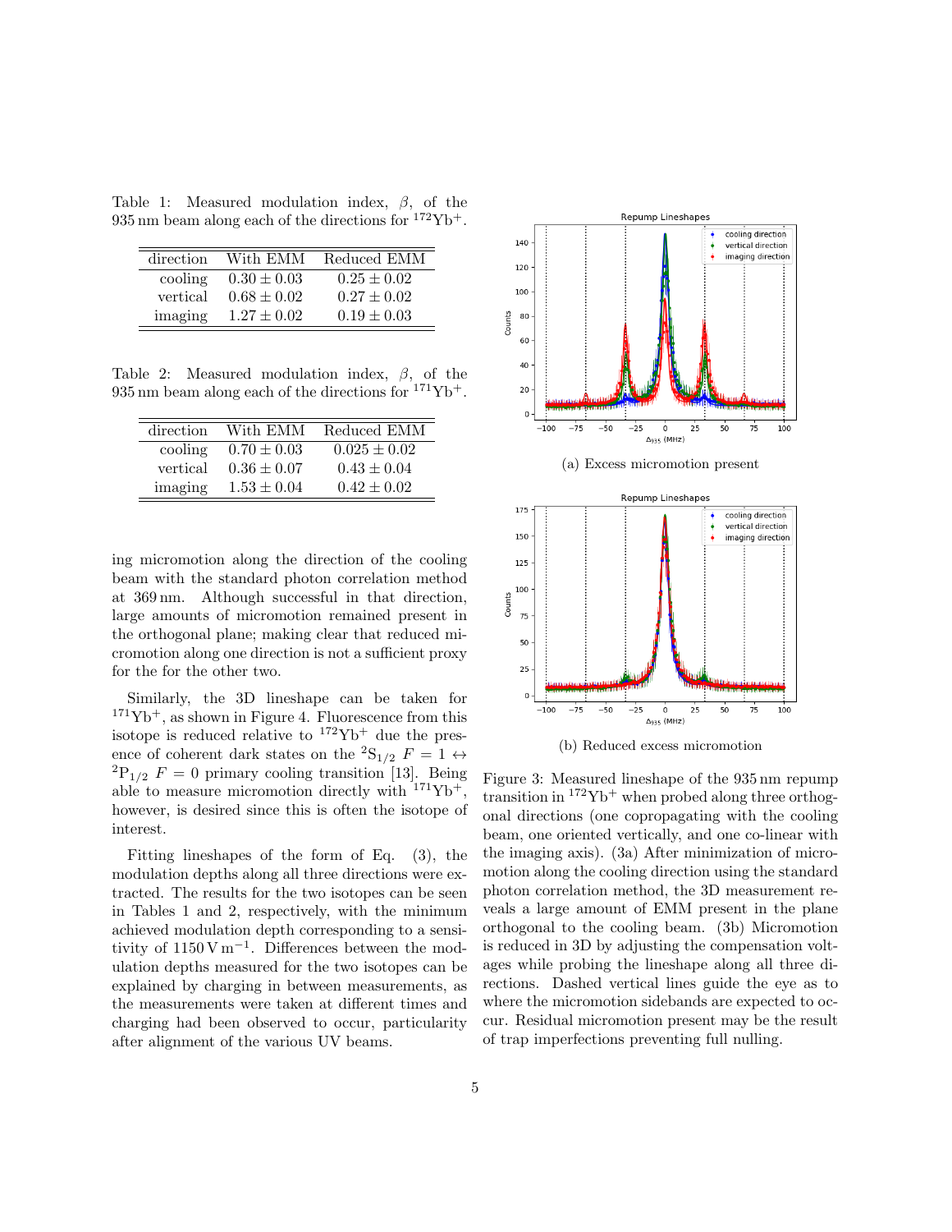Table 1: Measured modulation index, $\beta$, of the 935 nm beam along each of the directions for $^{172}\mathrm{Yb}^+$.

| direction | With EMM | Reduced EMM |
|---|---|---|
| cooling | $0.30 \pm 0.03$ | $0.25 \pm 0.02$ |
| vertical | $0.68 \pm 0.02$ | $0.27 \pm 0.02$ |
| imaging | $1.27 \pm 0.02$ | $0.19 \pm 0.03$ |

Table 2: Measured modulation index, $\beta$, of the 935 nm beam along each of the directions for $^{171}\mathrm{Yb}^+$.

| direction | With EMM | Reduced EMM |
|---|---|---|
| cooling | $0.70 \pm 0.03$ | $0.025 \pm 0.02$ |
| vertical | $0.36 \pm 0.07$ | $0.43 \pm 0.04$ |
| imaging | $1.53 \pm 0.04$ | $0.42 \pm 0.02$ |

ing micromotion along the direction of the cooling beam with the standard photon correlation method at 369 nm. Although successful in that direction, large amounts of micromotion remained present in the orthogonal plane; making clear that reduced micromotion along one direction is not a sufficient proxy for the for the other two.

Similarly, the 3D lineshape can be taken for $^{171}\mathrm{Yb}^+$, as shown in Figure 4. Fluorescence from this isotope is reduced relative to $^{172}\mathrm{Yb}^+$ due the presence of coherent dark states on the $^2\mathrm{S}_{1/2}$ $F = 1 \leftrightarrow$ $^2\mathrm{P}_{1/2}$ $F = 0$ primary cooling transition [13]. Being able to measure micromotion directly with $^{171}\mathrm{Yb}^+$, however, is desired since this is often the isotope of interest.

Fitting lineshapes of the form of Eq. (3), the modulation depths along all three directions were extracted. The results for the two isotopes can be seen in Tables 1 and 2, respectively, with the minimum achieved modulation depth corresponding to a sensitivity of $1150\,\mathrm{V\,m^{-1}}$. Differences between the modulation depths measured for the two isotopes can be explained by charging in between measurements, as the measurements were taken at different times and charging had been observed to occur, particularity after alignment of the various UV beams.

(a) Excess micromotion present

(b) Reduced excess micromotion

Figure 3: Measured lineshape of the 935 nm repump transition in $^{172}\mathrm{Yb}^+$ when probed along three orthogonal directions (one copropagating with the cooling beam, one oriented vertically, and one co-linear with the imaging axis). (3a) After minimization of micromotion along the cooling direction using the standard photon correlation method, the 3D measurement reveals a large amount of EMM present in the plane orthogonal to the cooling beam. (3b) Micromotion is reduced in 3D by adjusting the compensation voltages while probing the lineshape along all three directions. Dashed vertical lines guide the eye as to where the micromotion sidebands are expected to occur. Residual micromotion present may be the result of trap imperfections preventing full nulling.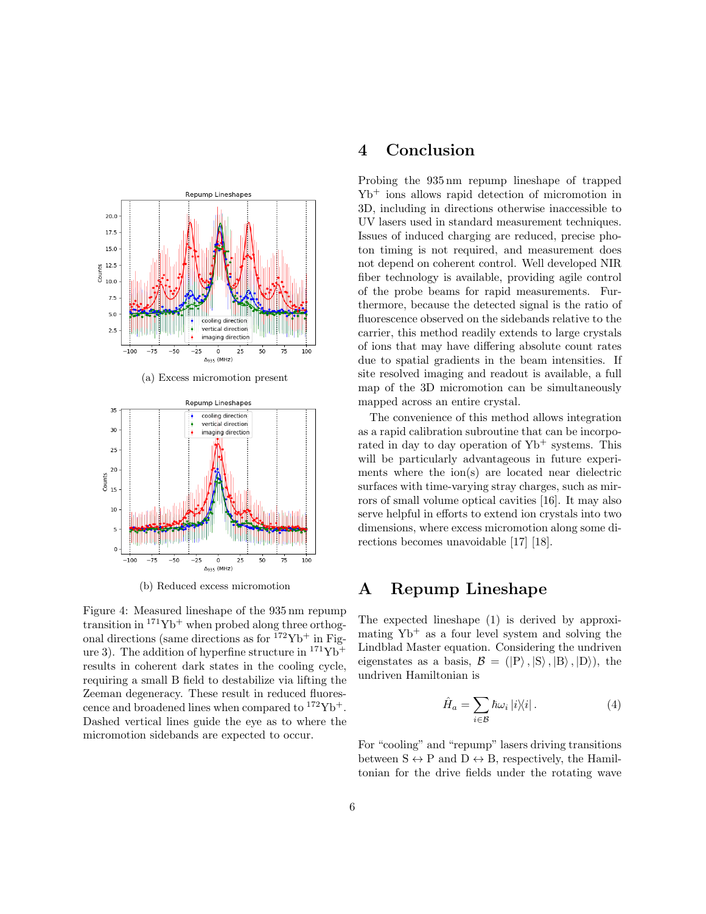(a) Excess micromotion present

(b) Reduced excess micromotion

Figure 4: Measured lineshape of the 935 nm repump transition in $^{171}$Yb$^+$ when probed along three orthogonal directions (same directions as for $^{172}$Yb$^+$ in Figure 3). The addition of hyperfine structure in $^{171}$Yb$^+$ results in coherent dark states in the cooling cycle, requiring a small B field to destabilize via lifting the Zeeman degeneracy. These result in reduced fluorescence and broadened lines when compared to $^{172}$Yb$^+$. Dashed vertical lines guide the eye as to where the micromotion sidebands are expected to occur.

# 4 Conclusion

Probing the 935 nm repump lineshape of trapped Yb$^+$ ions allows rapid detection of micromotion in 3D, including in directions otherwise inaccessible to UV lasers used in standard measurement techniques. Issues of induced charging are reduced, precise photon timing is not required, and measurement does not depend on coherent control. Well developed NIR fiber technology is available, providing agile control of the probe beams for rapid measurements. Furthermore, because the detected signal is the ratio of fluorescence observed on the sidebands relative to the carrier, this method readily extends to large crystals of ions that may have differing absolute count rates due to spatial gradients in the beam intensities. If site resolved imaging and readout is available, a full map of the 3D micromotion can be simultaneously mapped across an entire crystal.

The convenience of this method allows integration as a rapid calibration subroutine that can be incorporated in day to day operation of Yb$^+$ systems. This will be particularly advantageous in future experiments where the ion(s) are located near dielectric surfaces with time-varying stray charges, such as mirrors of small volume optical cavities [16]. It may also serve helpful in efforts to extend ion crystals into two dimensions, where excess micromotion along some directions becomes unavoidable [17] [18].

# A Repump Lineshape

The expected lineshape (1) is derived by approximating Yb$^+$ as a four level system and solving the Lindblad Master equation. Considering the undriven eigenstates as a basis, $\mathcal{B} = (|\mathrm{P}\rangle, |\mathrm{S}\rangle, |\mathrm{B}\rangle, |\mathrm{D}\rangle)$, the undriven Hamiltonian is

$$\hat{H}_a = \sum_{i \in \mathcal{B}} \hbar\omega_i |i\rangle\langle i| . \tag{4}$$

For "cooling" and "repump" lasers driving transitions between S $\leftrightarrow$ P and D $\leftrightarrow$ B, respectively, the Hamiltonian for the drive fields under the rotating wave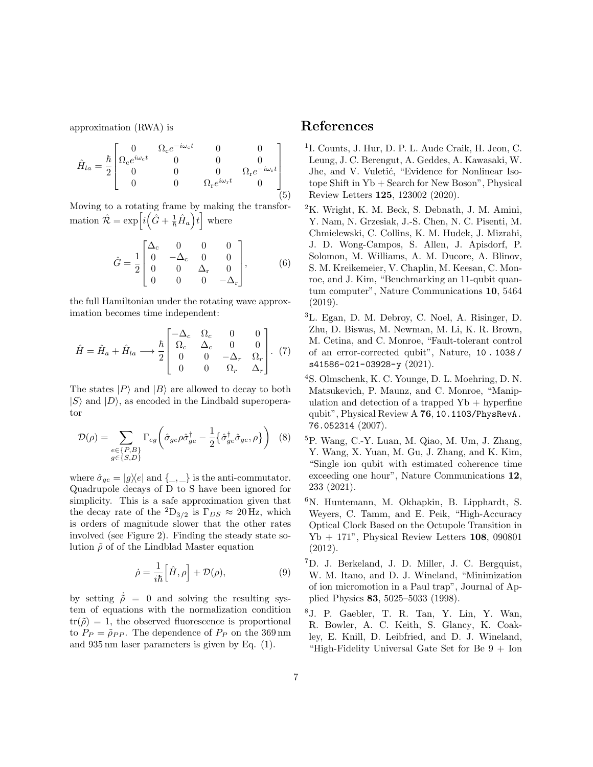approximation (RWA) is

$$\hat{H}_{la} = \frac{\hbar}{2}\begin{bmatrix} 0 & \Omega_c e^{-i\omega_c t} & 0 & 0 \\ \Omega_c e^{i\omega_c t} & 0 & 0 & 0 \\ 0 & 0 & 0 & \Omega_r e^{-i\omega_r t} \\ 0 & 0 & \Omega_r e^{i\omega_r t} & 0 \end{bmatrix} \tag{5}$$

Moving to a rotating frame by making the transformation $\hat{\mathcal{R}} = \exp\left[i\left(\hat{G} + \frac{1}{\hbar}\hat{H}_a\right)t\right]$ where

$$\hat{G} = \frac{1}{2}\begin{bmatrix} \Delta_c & 0 & 0 & 0 \\ 0 & -\Delta_c & 0 & 0 \\ 0 & 0 & \Delta_r & 0 \\ 0 & 0 & 0 & -\Delta_r \end{bmatrix}, \tag{6}$$

the full Hamiltonian under the rotating wave approximation becomes time independent:

$$\hat{H} = \hat{H}_a + \hat{H}_{la} \longrightarrow \frac{\hbar}{2}\begin{bmatrix} -\Delta_c & \Omega_c & 0 & 0 \\ \Omega_c & \Delta_c & 0 & 0 \\ 0 & 0 & -\Delta_r & \Omega_r \\ 0 & 0 & \Omega_r & \Delta_r \end{bmatrix}. \tag{7}$$

The states $|P\rangle$ and $|B\rangle$ are allowed to decay to both $|S\rangle$ and $|D\rangle$, as encoded in the Lindbald superoperator

$$\mathcal{D}(\rho) = \sum_{\substack{e\in\{P,B\} \\ g\in\{S,D\}}} \Gamma_{eg}\left(\hat{\sigma}_{ge}\rho\hat{\sigma}_{ge}^\dagger - \frac{1}{2}\left\{\hat{\sigma}_{ge}^\dagger\hat{\sigma}_{ge}, \rho\right\}\right) \tag{8}$$

where $\hat{\sigma}_{ge} = |g\rangle\langle e|$ and $\{\_,\_\}$ is the anti-commutator. Quadrupole decays of D to S have been ignored for simplicity. This is a safe approximation given that the decay rate of the $^2\mathrm{D}_{3/2}$ is $\Gamma_{DS} \approx 20\,\mathrm{Hz}$, which is orders of magnitude slower that the other rates involved (see Figure 2). Finding the steady state solution $\tilde{\rho}$ of of the Lindblad Master equation

$$\dot{\rho} = \frac{1}{i\hbar}\left[\hat{H}, \rho\right] + \mathcal{D}(\rho), \tag{9}$$

by setting $\dot{\tilde{\rho}} = 0$ and solving the resulting system of equations with the normalization condition $\mathrm{tr}(\tilde{\rho}) = 1$, the observed fluorescence is proportional to $P_P = \tilde{\rho}_{PP}$. The dependence of $P_P$ on the 369 nm and 935 nm laser parameters is given by Eq. (1).

# References

[1] I. Counts, J. Hur, D. P. L. Aude Craik, H. Jeon, C. Leung, J. C. Berengut, A. Geddes, A. Kawasaki, W. Jhe, and V. Vuletić, "Evidence for Nonlinear Isotope Shift in Yb + Search for New Boson", Physical Review Letters **125**, 123002 (2020).

[2] K. Wright, K. M. Beck, S. Debnath, J. M. Amini, Y. Nam, N. Grzesiak, J.-S. Chen, N. C. Pisenti, M. Chmielewski, C. Collins, K. M. Hudek, J. Mizrahi, J. D. Wong-Campos, S. Allen, J. Apisdorf, P. Solomon, M. Williams, A. M. Ducore, A. Blinov, S. M. Kreikemeier, V. Chaplin, M. Keesan, C. Monroe, and J. Kim, "Benchmarking an 11-qubit quantum computer", Nature Communications **10**, 5464 (2019).

[3] L. Egan, D. M. Debroy, C. Noel, A. Risinger, D. Zhu, D. Biswas, M. Newman, M. Li, K. R. Brown, M. Cetina, and C. Monroe, "Fault-tolerant control of an error-corrected qubit", Nature, `10.1038/s41586-021-03928-y` (2021).

[4] S. Olmschenk, K. C. Younge, D. L. Moehring, D. N. Matsukevich, P. Maunz, and C. Monroe, "Manipulation and detection of a trapped Yb + hyperfine qubit", Physical Review A **76**, `10.1103/PhysRevA.76.052314` (2007).

[5] P. Wang, C.-Y. Luan, M. Qiao, M. Um, J. Zhang, Y. Wang, X. Yuan, M. Gu, J. Zhang, and K. Kim, "Single ion qubit with estimated coherence time exceeding one hour", Nature Communications **12**, 233 (2021).

[6] N. Huntemann, M. Okhapkin, B. Lipphardt, S. Weyers, C. Tamm, and E. Peik, "High-Accuracy Optical Clock Based on the Octupole Transition in Yb + 171", Physical Review Letters **108**, 090801 (2012).

[7] D. J. Berkeland, J. D. Miller, J. C. Bergquist, W. M. Itano, and D. J. Wineland, "Minimization of ion micromotion in a Paul trap", Journal of Applied Physics **83**, 5025–5033 (1998).

[8] J. P. Gaebler, T. R. Tan, Y. Lin, Y. Wan, R. Bowler, A. C. Keith, S. Glancy, K. Coakley, E. Knill, D. Leibfried, and D. J. Wineland, "High-Fidelity Universal Gate Set for Be 9 + Ion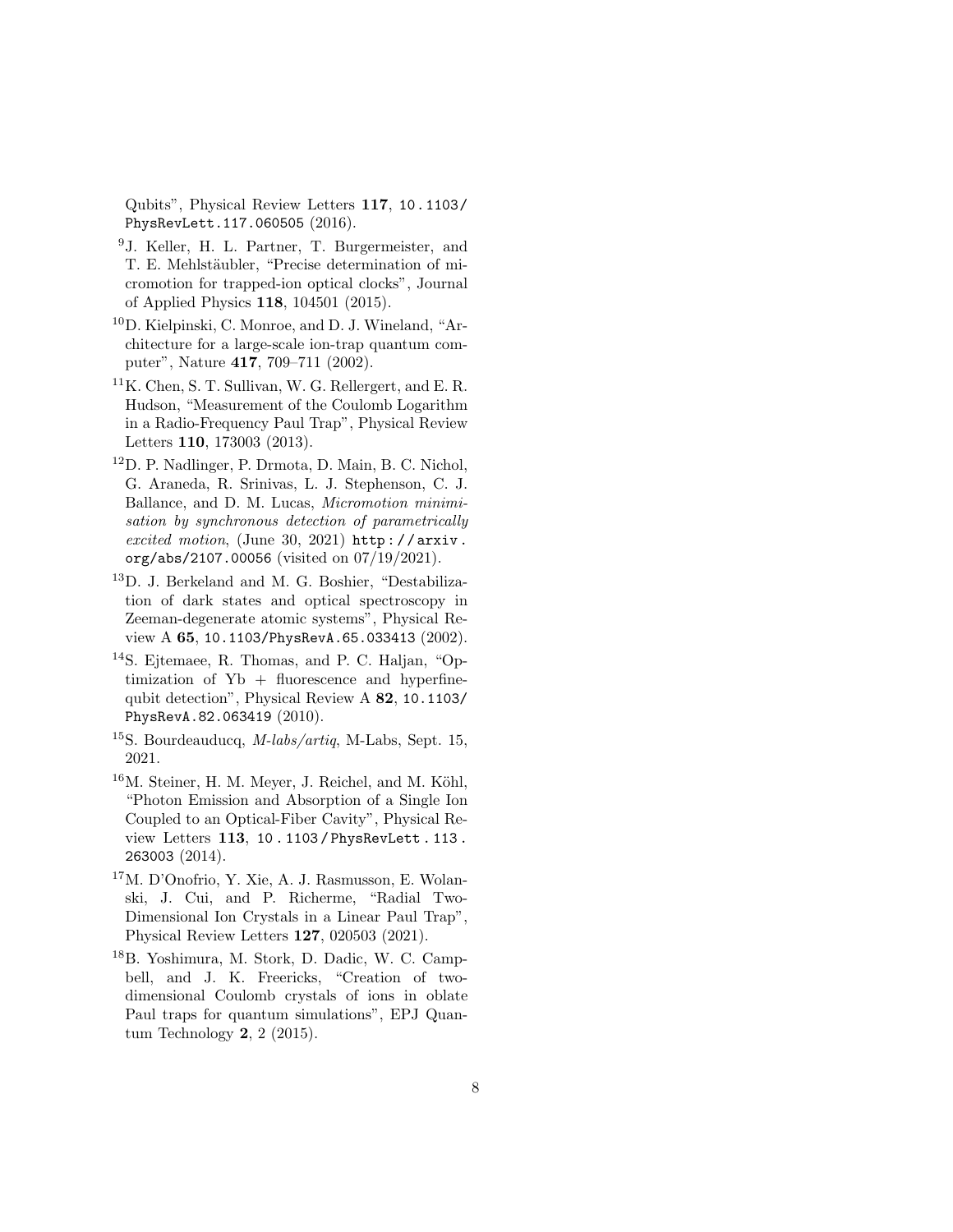Qubits", Physical Review Letters **117**, 10.1103/PhysRevLett.117.060505 (2016).

[9] J. Keller, H. L. Partner, T. Burgermeister, and T. E. Mehlstäubler, "Precise determination of micromotion for trapped-ion optical clocks", Journal of Applied Physics **118**, 104501 (2015).

[10] D. Kielpinski, C. Monroe, and D. J. Wineland, "Architecture for a large-scale ion-trap quantum computer", Nature **417**, 709–711 (2002).

[11] K. Chen, S. T. Sullivan, W. G. Rellergert, and E. R. Hudson, "Measurement of the Coulomb Logarithm in a Radio-Frequency Paul Trap", Physical Review Letters **110**, 173003 (2013).

[12] D. P. Nadlinger, P. Drmota, D. Main, B. C. Nichol, G. Araneda, R. Srinivas, L. J. Stephenson, C. J. Ballance, and D. M. Lucas, *Micromotion minimisation by synchronous detection of parametrically excited motion*, (June 30, 2021) http://arxiv.org/abs/2107.00056 (visited on 07/19/2021).

[13] D. J. Berkeland and M. G. Boshier, "Destabilization of dark states and optical spectroscopy in Zeeman-degenerate atomic systems", Physical Review A **65**, 10.1103/PhysRevA.65.033413 (2002).

[14] S. Ejtemaee, R. Thomas, and P. C. Haljan, "Optimization of Yb + fluorescence and hyperfine-qubit detection", Physical Review A **82**, 10.1103/PhysRevA.82.063419 (2010).

[15] S. Bourdeauducq, *M-labs/artiq*, M-Labs, Sept. 15, 2021.

[16] M. Steiner, H. M. Meyer, J. Reichel, and M. Köhl, "Photon Emission and Absorption of a Single Ion Coupled to an Optical-Fiber Cavity", Physical Review Letters **113**, 10.1103/PhysRevLett.113.263003 (2014).

[17] M. D'Onofrio, Y. Xie, A. J. Rasmusson, E. Wolanski, J. Cui, and P. Richerme, "Radial Two-Dimensional Ion Crystals in a Linear Paul Trap", Physical Review Letters **127**, 020503 (2021).

[18] B. Yoshimura, M. Stork, D. Dadic, W. C. Campbell, and J. K. Freericks, "Creation of two-dimensional Coulomb crystals of ions in oblate Paul traps for quantum simulations", EPJ Quantum Technology **2**, 2 (2015).